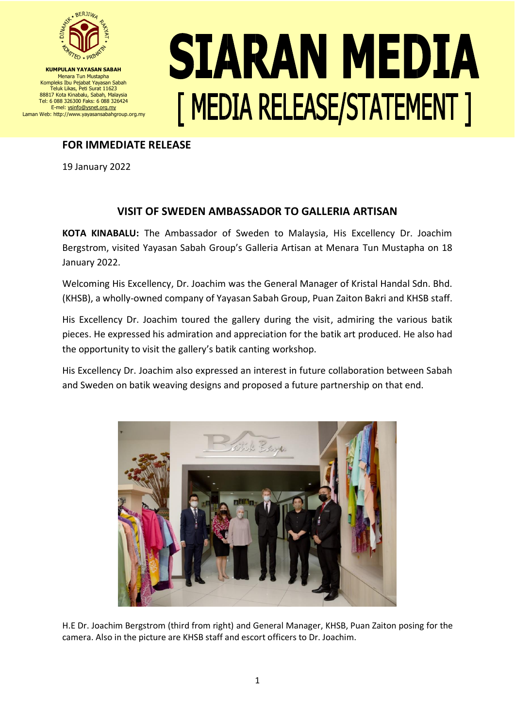**KUMPULAN YAYASAN SABAH**
Menara Tun Mustapha
Kompleks Ibu Pejabat Yayasan Sabah
Teluk Likas, Peti Surat 11623
88817 Kota Kinabalu, Sabah, Malaysia
Tel: 6 088 326300 Faks: 6 088 326424
E-mel: ysinfo@ysnet.org.my
Laman Web: http://www.yayasansabahgroup.org.my

# SIARAN MEDIA
## [ MEDIA RELEASE/STATEMENT ]

**FOR IMMEDIATE RELEASE**

19 January 2022

### VISIT OF SWEDEN AMBASSADOR TO GALLERIA ARTISAN

**KOTA KINABALU:** The Ambassador of Sweden to Malaysia, His Excellency Dr. Joachim Bergstrom, visited Yayasan Sabah Group's Galleria Artisan at Menara Tun Mustapha on 18 January 2022.

Welcoming His Excellency, Dr. Joachim was the General Manager of Kristal Handal Sdn. Bhd. (KHSB), a wholly-owned company of Yayasan Sabah Group, Puan Zaiton Bakri and KHSB staff.

His Excellency Dr. Joachim toured the gallery during the visit, admiring the various batik pieces. He expressed his admiration and appreciation for the batik art produced. He also had the opportunity to visit the gallery's batik canting workshop.

His Excellency Dr. Joachim also expressed an interest in future collaboration between Sabah and Sweden on batik weaving designs and proposed a future partnership on that end.

H.E Dr. Joachim Bergstrom (third from right) and General Manager, KHSB, Puan Zaiton posing for the camera. Also in the picture are KHSB staff and escort officers to Dr. Joachim.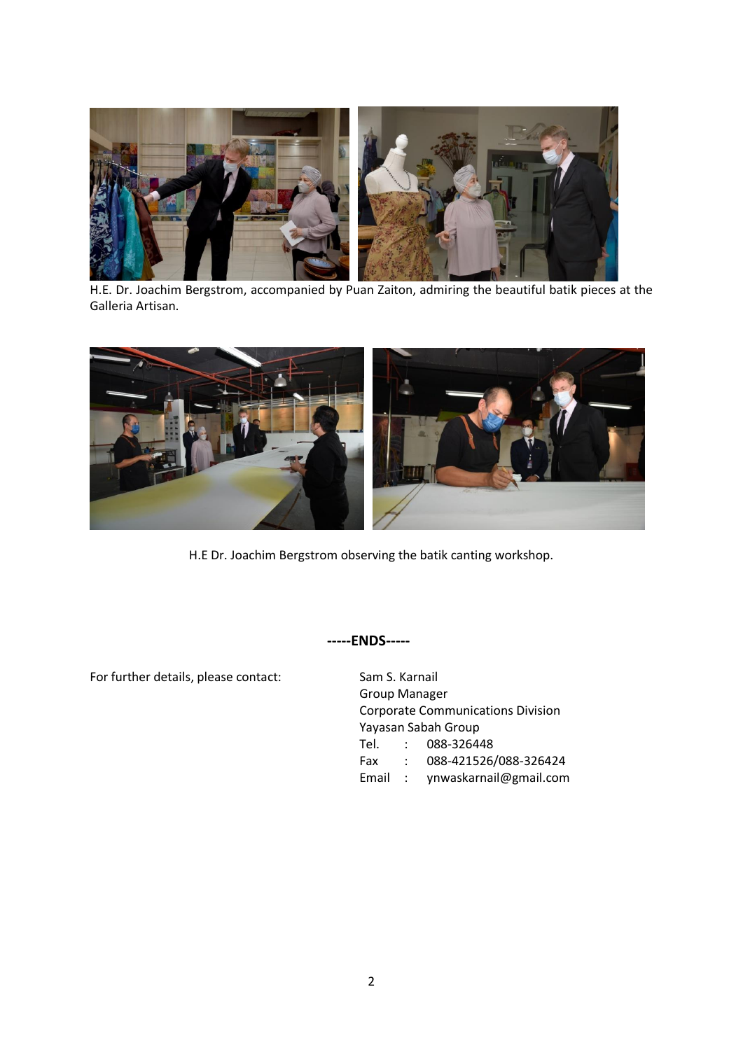H.E. Dr. Joachim Bergstrom, accompanied by Puan Zaiton, admiring the beautiful batik pieces at the Galleria Artisan.

H.E Dr. Joachim Bergstrom observing the batik canting workshop.

**-----ENDS-----**

For further details, please contact:

Sam S. Karnail
Group Manager
Corporate Communications Division
Yayasan Sabah Group
Tel. : 088-326448
Fax : 088-421526/088-326424
Email : ynwaskarnail@gmail.com